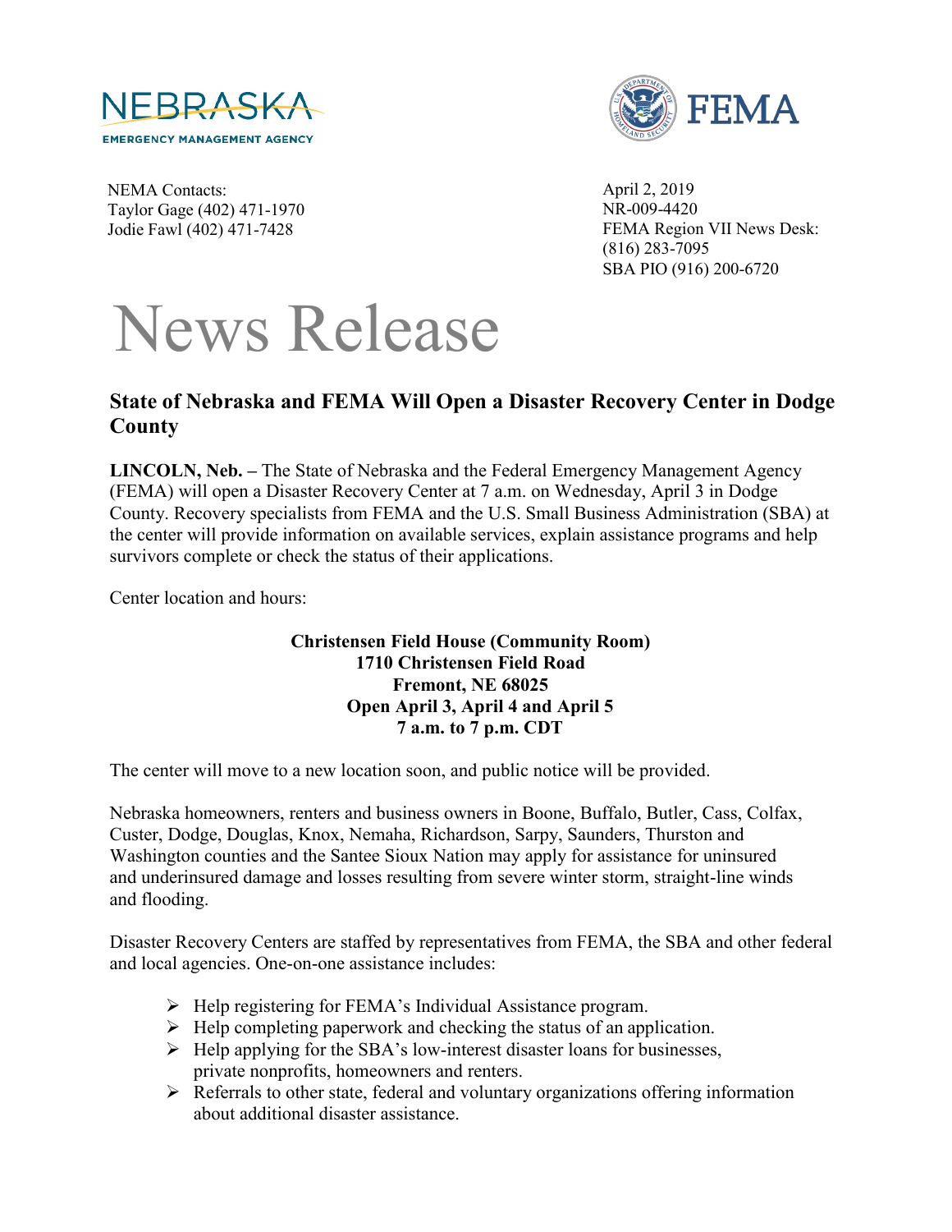NEBRASKA
EMERGENCY MANAGEMENT AGENCY

FEMA

NEMA Contacts:
Taylor Gage (402) 471-1970
Jodie Fawl (402) 471-7428

April 2, 2019
NR-009-4420
FEMA Region VII News Desk:
(816) 283-7095
SBA PIO (916) 200-6720

# News Release

## State of Nebraska and FEMA Will Open a Disaster Recovery Center in Dodge County

**LINCOLN, Neb. –** The State of Nebraska and the Federal Emergency Management Agency (FEMA) will open a Disaster Recovery Center at 7 a.m. on Wednesday, April 3 in Dodge County. Recovery specialists from FEMA and the U.S. Small Business Administration (SBA) at the center will provide information on available services, explain assistance programs and help survivors complete or check the status of their applications.

Center location and hours:

**Christensen Field House (Community Room)**
**1710 Christensen Field Road**
**Fremont, NE 68025**
**Open April 3, April 4 and April 5**
**7 a.m. to 7 p.m. CDT**

The center will move to a new location soon, and public notice will be provided.

Nebraska homeowners, renters and business owners in Boone, Buffalo, Butler, Cass, Colfax, Custer, Dodge, Douglas, Knox, Nemaha, Richardson, Sarpy, Saunders, Thurston and Washington counties and the Santee Sioux Nation may apply for assistance for uninsured and underinsured damage and losses resulting from severe winter storm, straight-line winds and flooding.

Disaster Recovery Centers are staffed by representatives from FEMA, the SBA and other federal and local agencies. One-on-one assistance includes:

- Help registering for FEMA's Individual Assistance program.
- Help completing paperwork and checking the status of an application.
- Help applying for the SBA's low-interest disaster loans for businesses, private nonprofits, homeowners and renters.
- Referrals to other state, federal and voluntary organizations offering information about additional disaster assistance.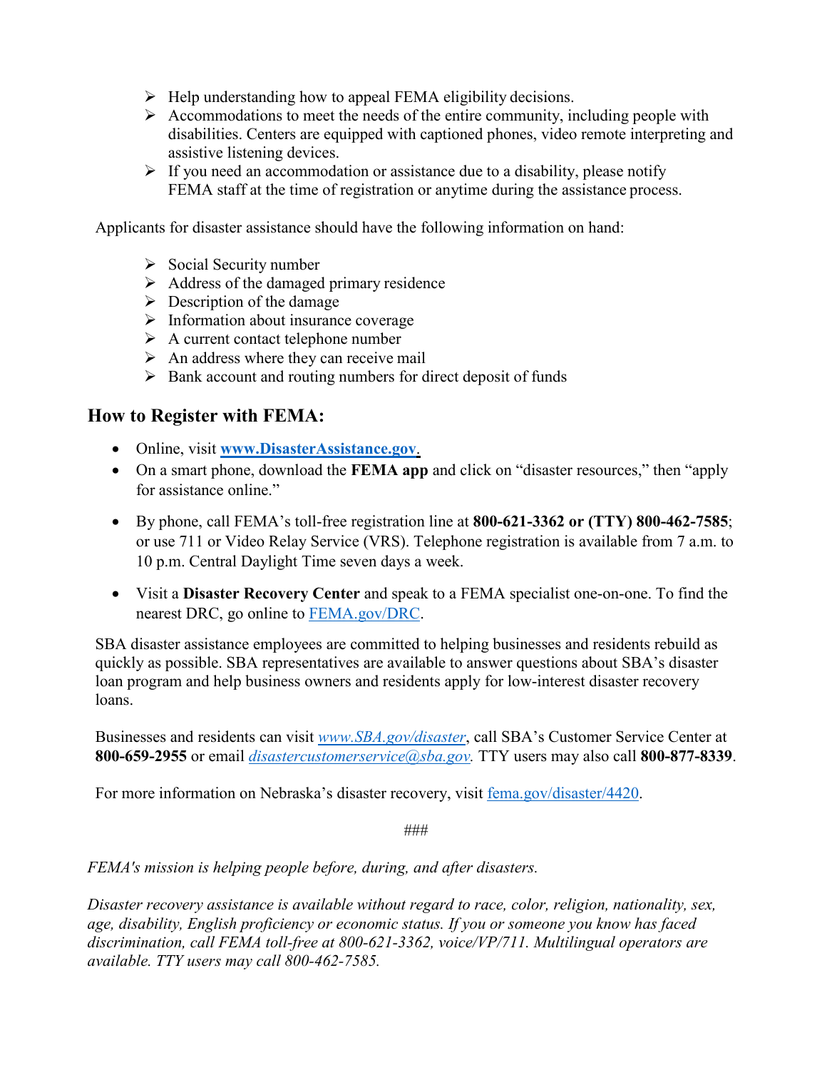- Help understanding how to appeal FEMA eligibility decisions.
- Accommodations to meet the needs of the entire community, including people with disabilities. Centers are equipped with captioned phones, video remote interpreting and assistive listening devices.
- If you need an accommodation or assistance due to a disability, please notify FEMA staff at the time of registration or anytime during the assistance process.

Applicants for disaster assistance should have the following information on hand:

- Social Security number
- Address of the damaged primary residence
- Description of the damage
- Information about insurance coverage
- A current contact telephone number
- An address where they can receive mail
- Bank account and routing numbers for direct deposit of funds

## How to Register with FEMA:

- Online, visit **www.DisasterAssistance.gov**.
- On a smart phone, download the **FEMA app** and click on "disaster resources," then "apply for assistance online."
- By phone, call FEMA's toll-free registration line at **800-621-3362 or (TTY) 800-462-7585**; or use 711 or Video Relay Service (VRS). Telephone registration is available from 7 a.m. to 10 p.m. Central Daylight Time seven days a week.
- Visit a **Disaster Recovery Center** and speak to a FEMA specialist one-on-one. To find the nearest DRC, go online to FEMA.gov/DRC.

SBA disaster assistance employees are committed to helping businesses and residents rebuild as quickly as possible. SBA representatives are available to answer questions about SBA's disaster loan program and help business owners and residents apply for low-interest disaster recovery loans.

Businesses and residents can visit *www.SBA.gov/disaster*, call SBA's Customer Service Center at **800-659-2955** or email *disastercustomerservice@sba.gov.* TTY users may also call **800-877-8339**.

For more information on Nebraska's disaster recovery, visit fema.gov/disaster/4420.

###

*FEMA's mission is helping people before, during, and after disasters.*

*Disaster recovery assistance is available without regard to race, color, religion, nationality, sex, age, disability, English proficiency or economic status. If you or someone you know has faced discrimination, call FEMA toll-free at 800-621-3362, voice/VP/711. Multilingual operators are available. TTY users may call 800-462-7585.*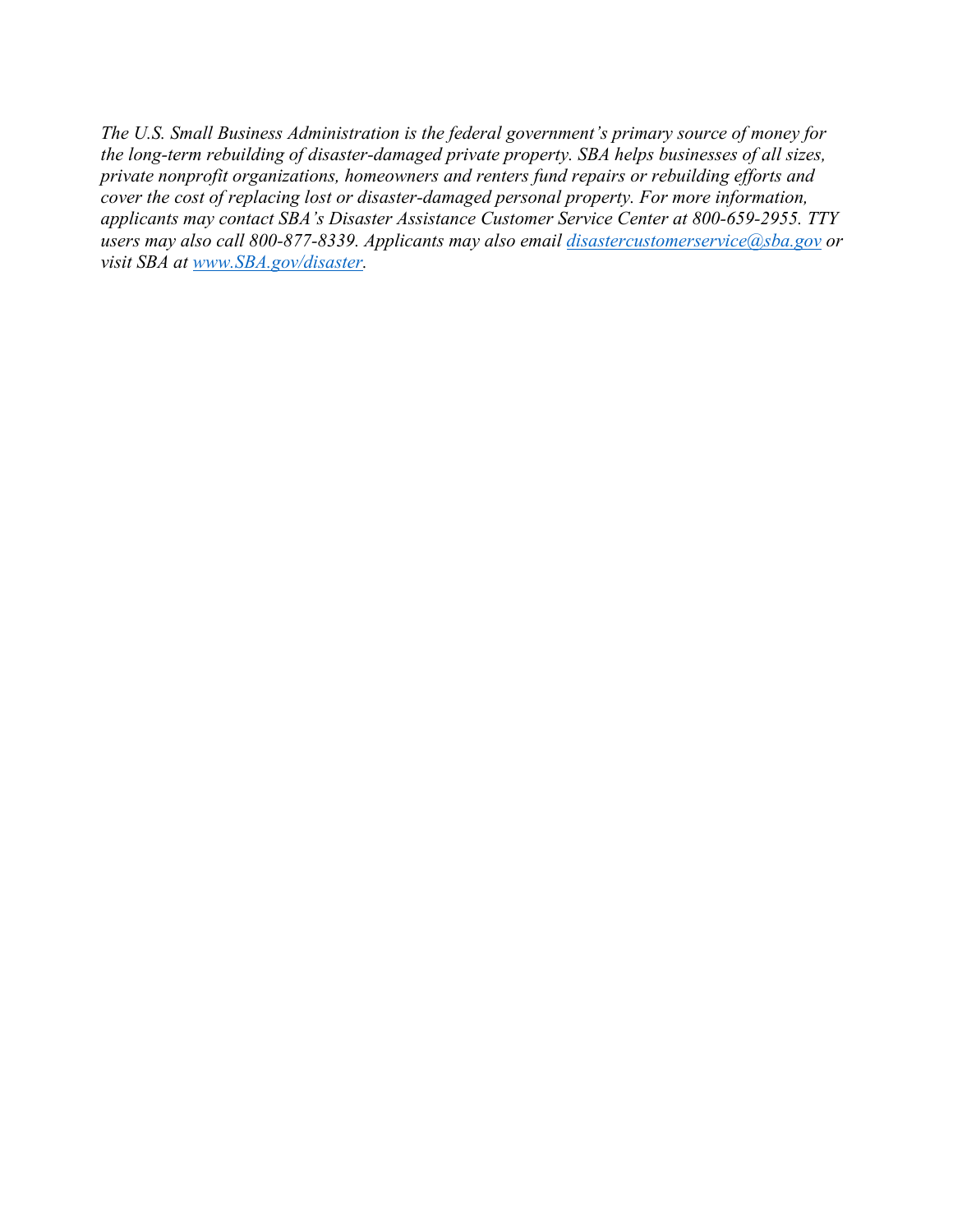*The U.S. Small Business Administration is the federal government's primary source of money for the long-term rebuilding of disaster-damaged private property. SBA helps businesses of all sizes, private nonprofit organizations, homeowners and renters fund repairs or rebuilding efforts and cover the cost of replacing lost or disaster-damaged personal property. For more information, applicants may contact SBA's Disaster Assistance Customer Service Center at 800-659-2955. TTY users may also call 800-877-8339. Applicants may also email [disastercustomerservice@sba.gov](mailto:disastercustomerservice@sba.gov) or visit SBA at [www.SBA.gov/disaster](http://www.SBA.gov/disaster).*